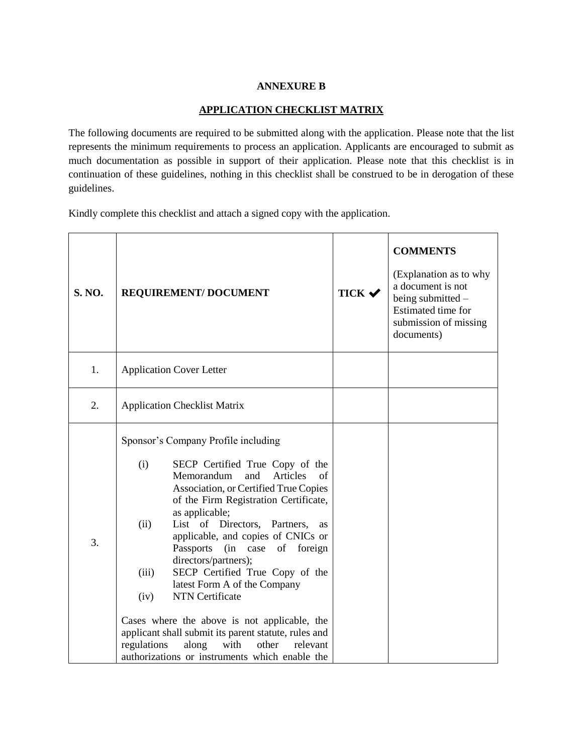**ANNEXURE B**

**APPLICATION CHECKLIST MATRIX**

The following documents are required to be submitted along with the application. Please note that the list represents the minimum requirements to process an application. Applicants are encouraged to submit as much documentation as possible in support of their application. Please note that this checklist is in continuation of these guidelines, nothing in this checklist shall be construed to be in derogation of these guidelines.

Kindly complete this checklist and attach a signed copy with the application.

| **S. NO.** | **REQUIREMENT/ DOCUMENT** | **TICK ✔** | **COMMENTS**<br><br>(Explanation as to why a document is not being submitted – Estimated time for submission of missing documents) |
|---|---|---|---|
| 1. | Application Cover Letter | | |
| 2. | Application Checklist Matrix | | |
| 3. | Sponsor's Company Profile including<br><br>(i) SECP Certified True Copy of the Memorandum and Articles of Association, or Certified True Copies of the Firm Registration Certificate, as applicable;<br>(ii) List of Directors, Partners, as applicable, and copies of CNICs or Passports (in case of foreign directors/partners);<br>(iii) SECP Certified True Copy of the latest Form A of the Company<br>(iv) NTN Certificate<br><br>Cases where the above is not applicable, the applicant shall submit its parent statute, rules and regulations along with other relevant authorizations or instruments which enable the | | |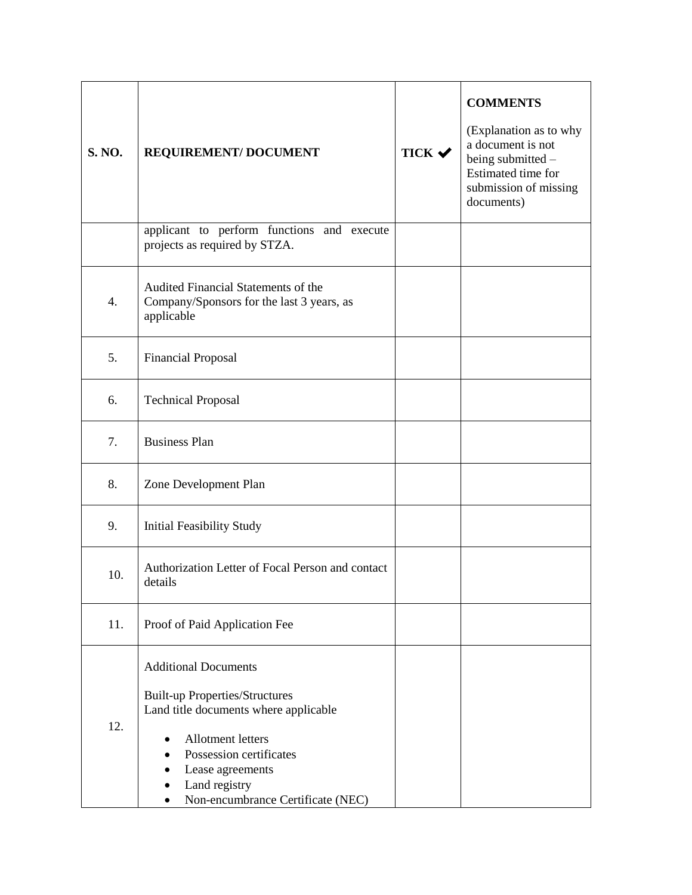| S. NO. | REQUIREMENT/ DOCUMENT | TICK ✔ | **COMMENTS** (Explanation as to why a document is not being submitted – Estimated time for submission of missing documents) |
|---|---|---|---|
| | applicant to perform functions and execute projects as required by STZA. | | |
| 4. | Audited Financial Statements of the Company/Sponsors for the last 3 years, as applicable | | |
| 5. | Financial Proposal | | |
| 6. | Technical Proposal | | |
| 7. | Business Plan | | |
| 8. | Zone Development Plan | | |
| 9. | Initial Feasibility Study | | |
| 10. | Authorization Letter of Focal Person and contact details | | |
| 11. | Proof of Paid Application Fee | | |
| 12. | Additional Documents<br><br>Built-up Properties/Structures<br>Land title documents where applicable<br>• Allotment letters<br>• Possession certificates<br>• Lease agreements<br>• Land registry<br>• Non-encumbrance Certificate (NEC) | | |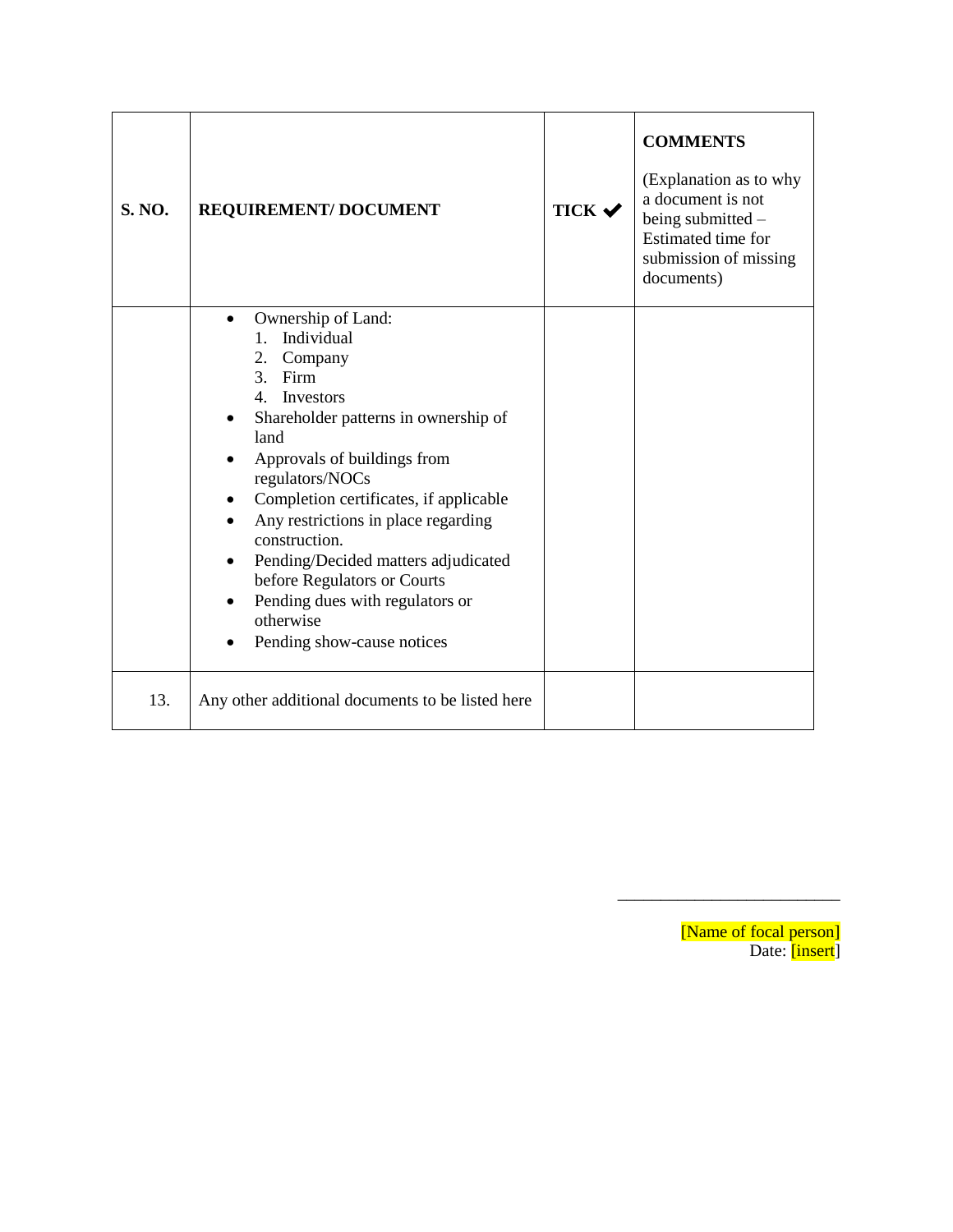| S. NO. | REQUIREMENT/ DOCUMENT | TICK ✔ | COMMENTS (Explanation as to why a document is not being submitted – Estimated time for submission of missing documents) |
|---|---|---|---|
| | • Ownership of Land:<br>1. Individual<br>2. Company<br>3. Firm<br>4. Investors<br>• Shareholder patterns in ownership of land<br>• Approvals of buildings from regulators/NOCs<br>• Completion certificates, if applicable<br>• Any restrictions in place regarding construction.<br>• Pending/Decided matters adjudicated before Regulators or Courts<br>• Pending dues with regulators or otherwise<br>• Pending show-cause notices | | |
| 13. | Any other additional documents to be listed here | | |

\_\_\_\_\_\_\_\_\_\_\_\_\_\_\_\_\_\_\_\_\_\_\_\_\_\_\_

[Name of focal person]
Date: [insert]